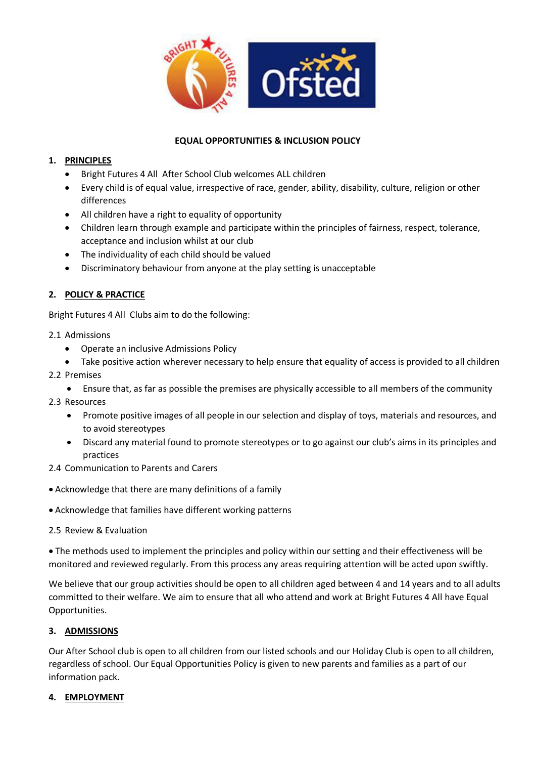# EQUAL OPPORTUNITIES & INCLUSION POLICY

## 1. PRINCIPLES

- Bright Futures 4 All After School Club welcomes ALL children
- Every child is of equal value, irrespective of race, gender, ability, disability, culture, religion or other differences
- All children have a right to equality of opportunity
- Children learn through example and participate within the principles of fairness, respect, tolerance, acceptance and inclusion whilst at our club
- The individuality of each child should be valued
- Discriminatory behaviour from anyone at the play setting is unacceptable

## 2. POLICY & PRACTICE

Bright Futures 4 All Clubs aim to do the following:

2.1 Admissions

- Operate an inclusive Admissions Policy
- Take positive action wherever necessary to help ensure that equality of access is provided to all children

2.2 Premises

- Ensure that, as far as possible the premises are physically accessible to all members of the community

2.3 Resources

- Promote positive images of all people in our selection and display of toys, materials and resources, and to avoid stereotypes
- Discard any material found to promote stereotypes or to go against our club's aims in its principles and practices

2.4 Communication to Parents and Carers

- Acknowledge that there are many definitions of a family
- Acknowledge that families have different working patterns

2.5 Review & Evaluation

- The methods used to implement the principles and policy within our setting and their effectiveness will be monitored and reviewed regularly. From this process any areas requiring attention will be acted upon swiftly.

We believe that our group activities should be open to all children aged between 4 and 14 years and to all adults committed to their welfare. We aim to ensure that all who attend and work at Bright Futures 4 All have Equal Opportunities.

## 3. ADMISSIONS

Our After School club is open to all children from our listed schools and our Holiday Club is open to all children, regardless of school. Our Equal Opportunities Policy is given to new parents and families as a part of our information pack.

## 4. EMPLOYMENT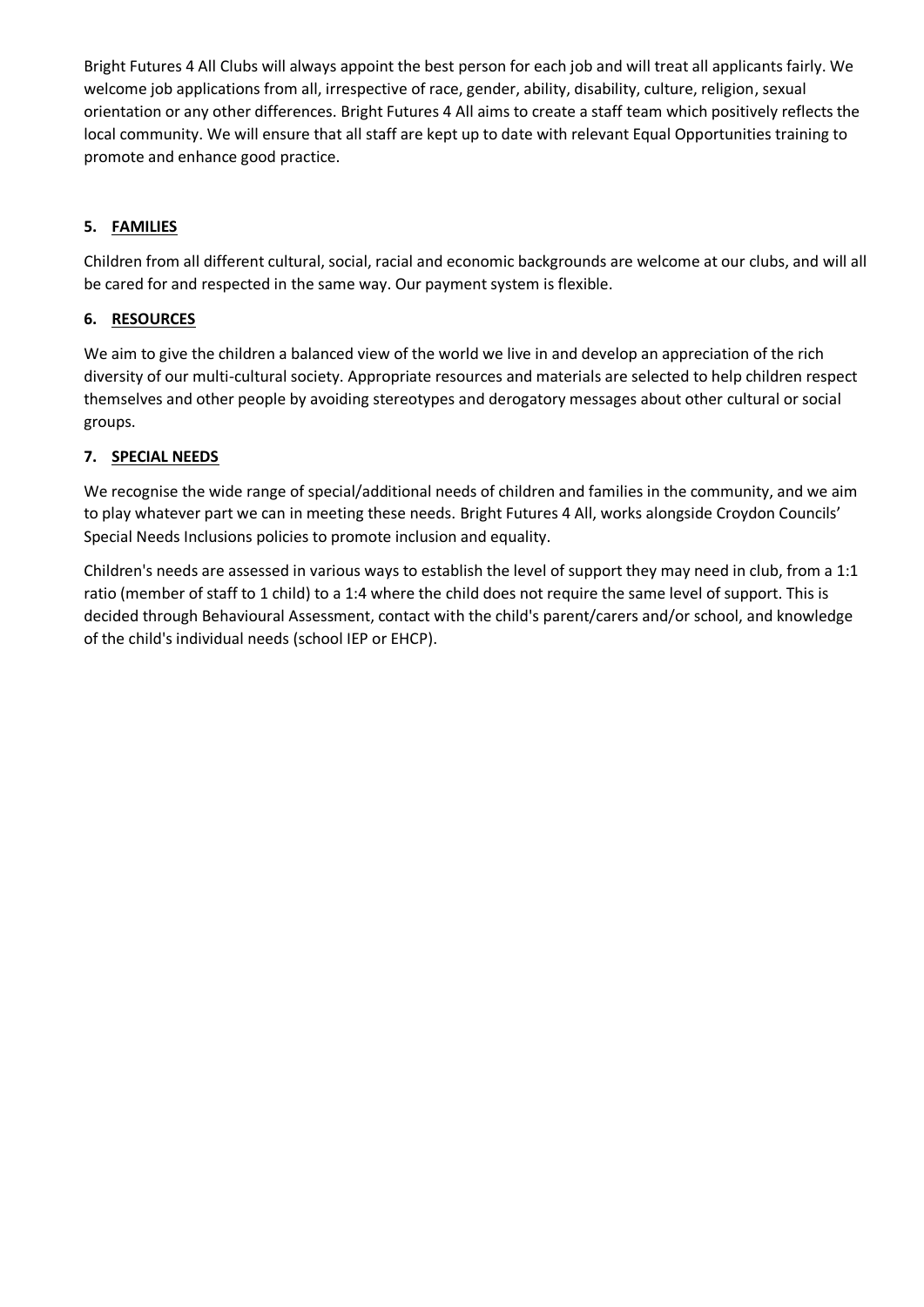Bright Futures 4 All Clubs will always appoint the best person for each job and will treat all applicants fairly. We welcome job applications from all, irrespective of race, gender, ability, disability, culture, religion, sexual orientation or any other differences. Bright Futures 4 All aims to create a staff team which positively reflects the local community. We will ensure that all staff are kept up to date with relevant Equal Opportunities training to promote and enhance good practice.

## 5. FAMILIES

Children from all different cultural, social, racial and economic backgrounds are welcome at our clubs, and will all be cared for and respected in the same way. Our payment system is flexible.

## 6. RESOURCES

We aim to give the children a balanced view of the world we live in and develop an appreciation of the rich diversity of our multi-cultural society. Appropriate resources and materials are selected to help children respect themselves and other people by avoiding stereotypes and derogatory messages about other cultural or social groups.

## 7. SPECIAL NEEDS

We recognise the wide range of special/additional needs of children and families in the community, and we aim to play whatever part we can in meeting these needs. Bright Futures 4 All, works alongside Croydon Councils' Special Needs Inclusions policies to promote inclusion and equality.

Children's needs are assessed in various ways to establish the level of support they may need in club, from a 1:1 ratio (member of staff to 1 child) to a 1:4 where the child does not require the same level of support. This is decided through Behavioural Assessment, contact with the child's parent/carers and/or school, and knowledge of the child's individual needs (school IEP or EHCP).